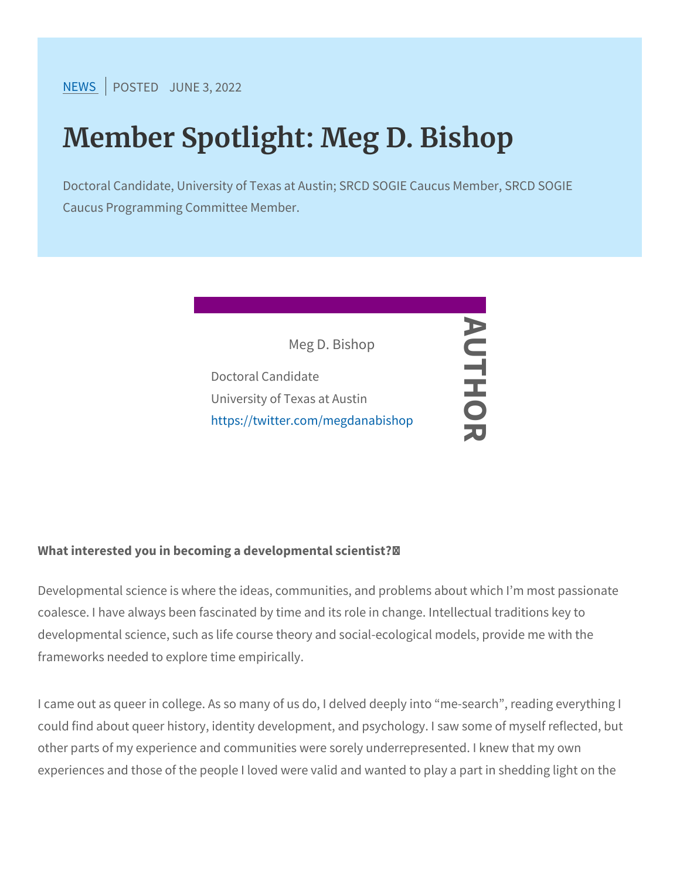NEWS | POSTED JUNE 3, 2022

# Member Spotlight: Meg D. Bishop

Doctoral Candidate, University of Texas at Austin; SRCD SOGIE Caucus Member, SRCD SOGIE Caucus Programming Committee Member.

**AUTHOR**

Meg D. Bishop

Doctoral Candidate
University of Texas at Austin
https://twitter.com/megdanabishop

**What interested you in becoming a developmental scientist?**

Developmental science is where the ideas, communities, and problems about which I'm most passionate coalesce. I have always been fascinated by time and its role in change. Intellectual traditions key to developmental science, such as life course theory and social-ecological models, provide me with the frameworks needed to explore time empirically.

I came out as queer in college. As so many of us do, I delved deeply into "me-search", reading everything I could find about queer history, identity development, and psychology. I saw some of myself reflected, but other parts of my experience and communities were sorely underrepresented. I knew that my own experiences and those of the people I loved were valid and wanted to play a part in shedding light on the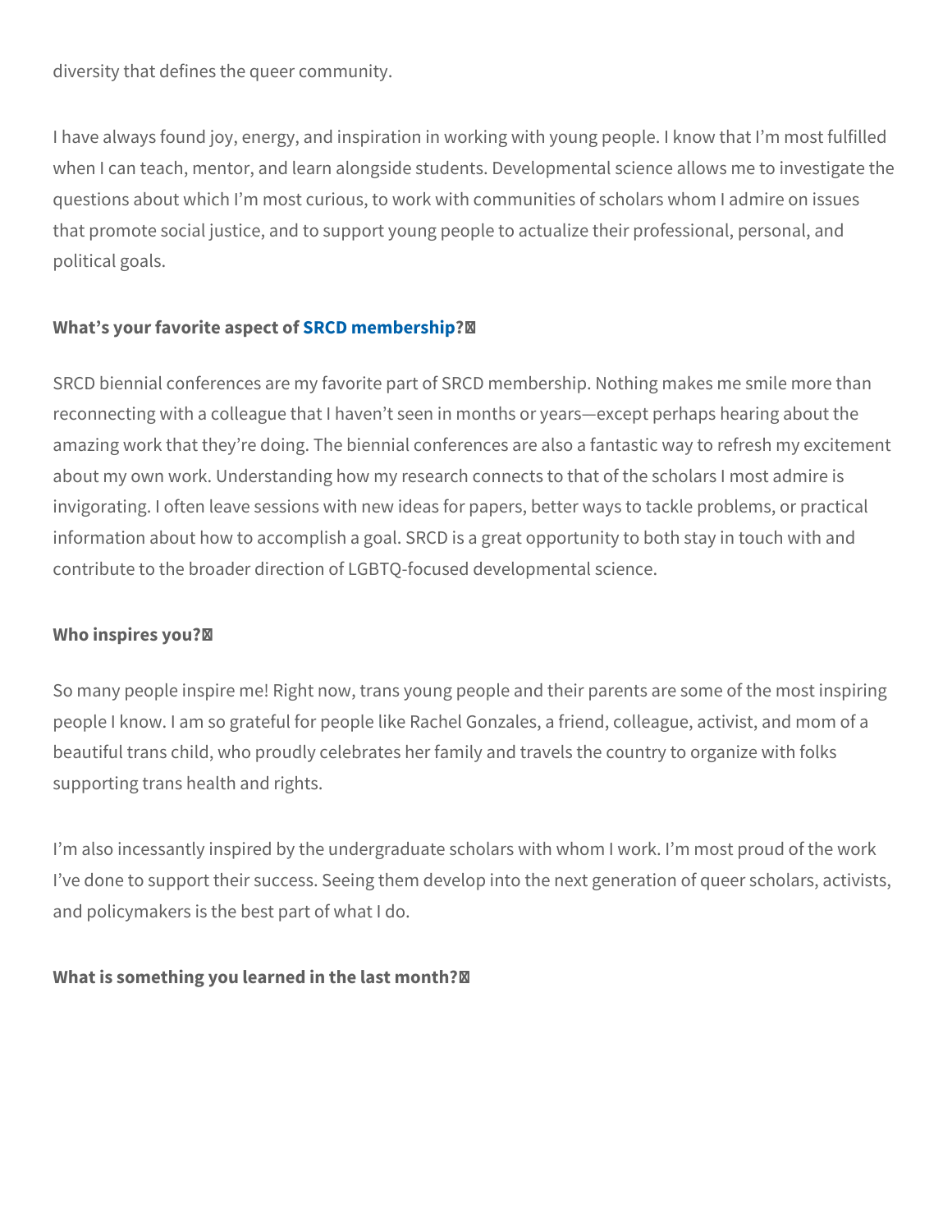diversity that defines the queer community.

I have always found joy, energy, and inspiration in working with young people. I know that I'm most fulfilled when I can teach, mentor, and learn alongside students. Developmental science allows me to investigate the questions about which I'm most curious, to work with communities of scholars whom I admire on issues that promote social justice, and to support young people to actualize their professional, personal, and political goals.

**What's your favorite aspect of SRCD membership?**

SRCD biennial conferences are my favorite part of SRCD membership. Nothing makes me smile more than reconnecting with a colleague that I haven't seen in months or years—except perhaps hearing about the amazing work that they're doing. The biennial conferences are also a fantastic way to refresh my excitement about my own work. Understanding how my research connects to that of the scholars I most admire is invigorating. I often leave sessions with new ideas for papers, better ways to tackle problems, or practical information about how to accomplish a goal. SRCD is a great opportunity to both stay in touch with and contribute to the broader direction of LGBTQ-focused developmental science.

**Who inspires you?**

So many people inspire me! Right now, trans young people and their parents are some of the most inspiring people I know. I am so grateful for people like Rachel Gonzales, a friend, colleague, activist, and mom of a beautiful trans child, who proudly celebrates her family and travels the country to organize with folks supporting trans health and rights.

I'm also incessantly inspired by the undergraduate scholars with whom I work. I'm most proud of the work I've done to support their success. Seeing them develop into the next generation of queer scholars, activists, and policymakers is the best part of what I do.

**What is something you learned in the last month?**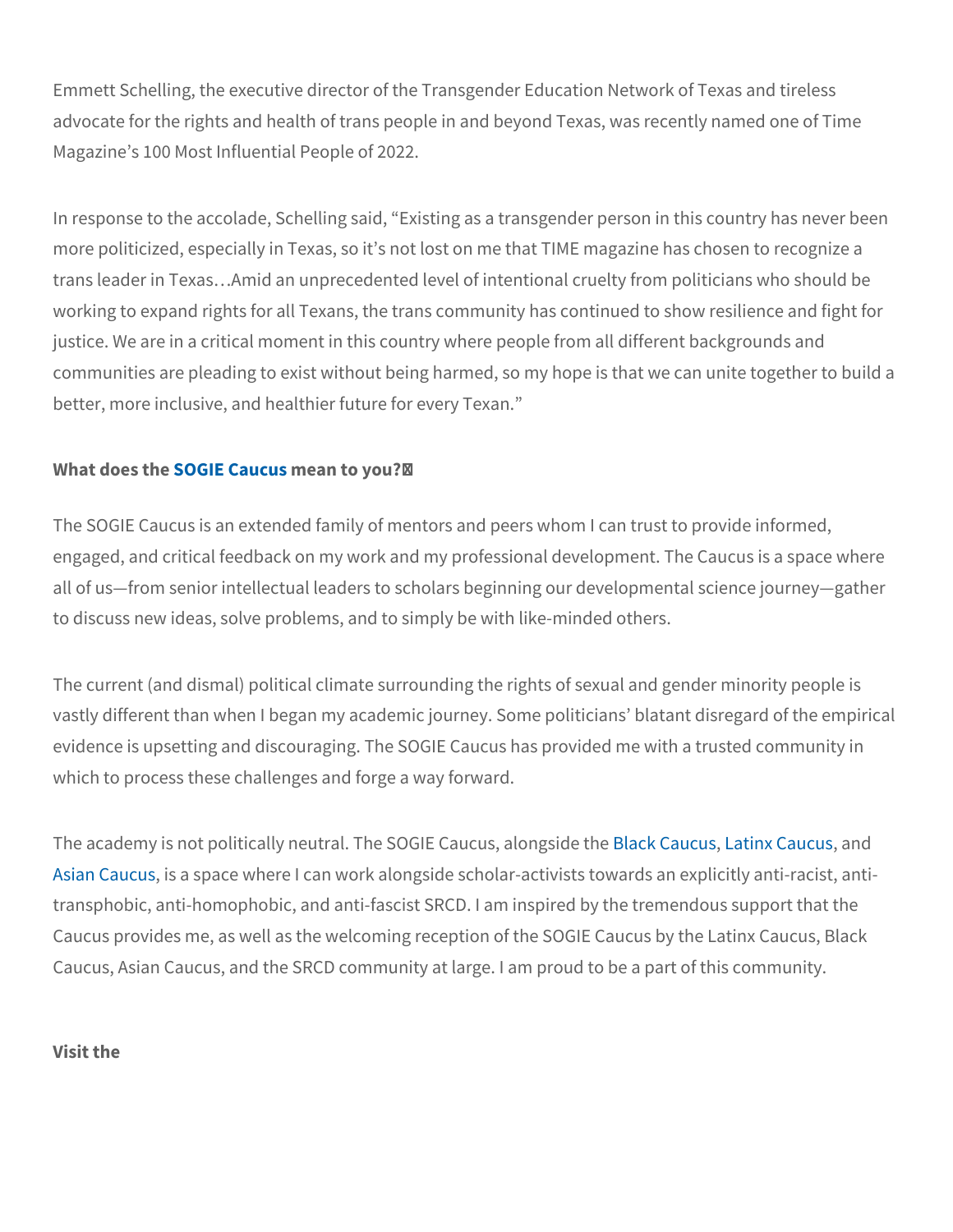Emmett Schelling, the executive director of the Transgender Education Network of Texas and tireless advocate for the rights and health of trans people in and beyond Texas, was recently named one of Time Magazine's 100 Most Influential People of 2022.

In response to the accolade, Schelling said, "Existing as a transgender person in this country has never been more politicized, especially in Texas, so it's not lost on me that TIME magazine has chosen to recognize a trans leader in Texas…Amid an unprecedented level of intentional cruelty from politicians who should be working to expand rights for all Texans, the trans community has continued to show resilience and fight for justice. We are in a critical moment in this country where people from all different backgrounds and communities are pleading to exist without being harmed, so my hope is that we can unite together to build a better, more inclusive, and healthier future for every Texan."

**What does the SOGIE Caucus mean to you?**

The SOGIE Caucus is an extended family of mentors and peers whom I can trust to provide informed, engaged, and critical feedback on my work and my professional development. The Caucus is a space where all of us—from senior intellectual leaders to scholars beginning our developmental science journey—gather to discuss new ideas, solve problems, and to simply be with like-minded others.

The current (and dismal) political climate surrounding the rights of sexual and gender minority people is vastly different than when I began my academic journey. Some politicians' blatant disregard of the empirical evidence is upsetting and discouraging. The SOGIE Caucus has provided me with a trusted community in which to process these challenges and forge a way forward.

The academy is not politically neutral. The SOGIE Caucus, alongside the Black Caucus, Latinx Caucus, and Asian Caucus, is a space where I can work alongside scholar-activists towards an explicitly anti-racist, anti-transphobic, anti-homophobic, and anti-fascist SRCD. I am inspired by the tremendous support that the Caucus provides me, as well as the welcoming reception of the SOGIE Caucus by the Latinx Caucus, Black Caucus, Asian Caucus, and the SRCD community at large. I am proud to be a part of this community.

**Visit the**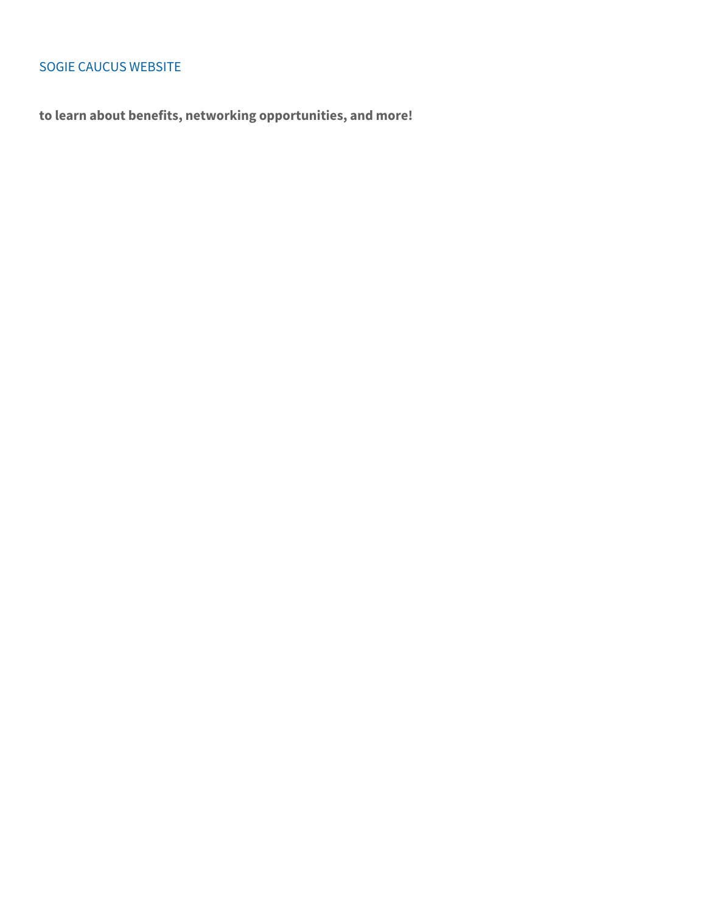SOGIE CAUCUS WEBSITE

**to learn about benefits, networking opportunities, and more!**